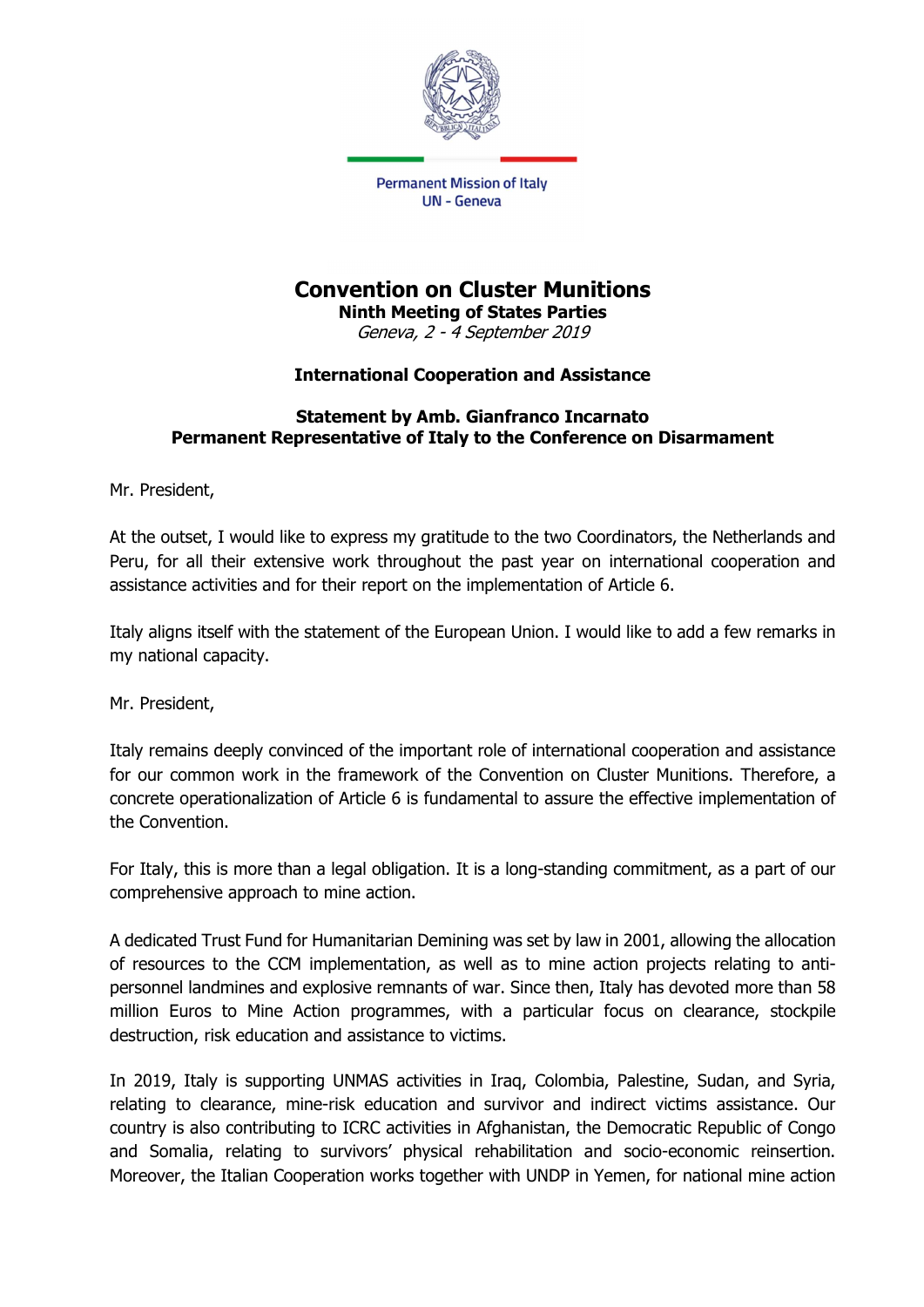Permanent Mission of Italy
UN - Geneva

# Convention on Cluster Munitions

**Ninth Meeting of States Parties**

*Geneva, 2 - 4 September 2019*

**International Cooperation and Assistance**

**Statement by Amb. Gianfranco Incarnato**
**Permanent Representative of Italy to the Conference on Disarmament**

Mr. President,

At the outset, I would like to express my gratitude to the two Coordinators, the Netherlands and Peru, for all their extensive work throughout the past year on international cooperation and assistance activities and for their report on the implementation of Article 6.

Italy aligns itself with the statement of the European Union. I would like to add a few remarks in my national capacity.

Mr. President,

Italy remains deeply convinced of the important role of international cooperation and assistance for our common work in the framework of the Convention on Cluster Munitions. Therefore, a concrete operationalization of Article 6 is fundamental to assure the effective implementation of the Convention.

For Italy, this is more than a legal obligation. It is a long-standing commitment, as a part of our comprehensive approach to mine action.

A dedicated Trust Fund for Humanitarian Demining was set by law in 2001, allowing the allocation of resources to the CCM implementation, as well as to mine action projects relating to anti-personnel landmines and explosive remnants of war. Since then, Italy has devoted more than 58 million Euros to Mine Action programmes, with a particular focus on clearance, stockpile destruction, risk education and assistance to victims.

In 2019, Italy is supporting UNMAS activities in Iraq, Colombia, Palestine, Sudan, and Syria, relating to clearance, mine-risk education and survivor and indirect victims assistance. Our country is also contributing to ICRC activities in Afghanistan, the Democratic Republic of Congo and Somalia, relating to survivors' physical rehabilitation and socio-economic reinsertion. Moreover, the Italian Cooperation works together with UNDP in Yemen, for national mine action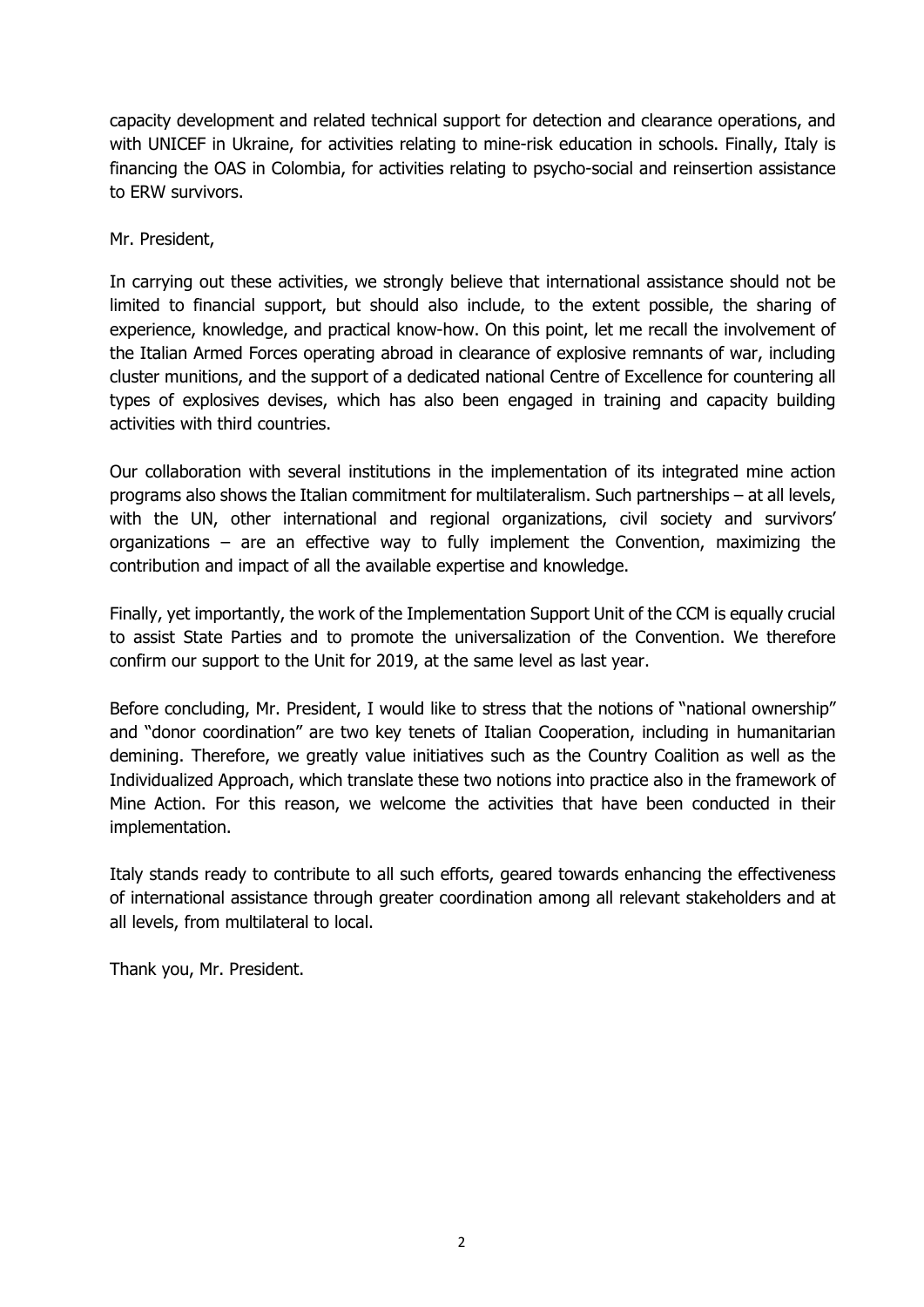capacity development and related technical support for detection and clearance operations, and with UNICEF in Ukraine, for activities relating to mine-risk education in schools. Finally, Italy is financing the OAS in Colombia, for activities relating to psycho-social and reinsertion assistance to ERW survivors.

Mr. President,

In carrying out these activities, we strongly believe that international assistance should not be limited to financial support, but should also include, to the extent possible, the sharing of experience, knowledge, and practical know-how. On this point, let me recall the involvement of the Italian Armed Forces operating abroad in clearance of explosive remnants of war, including cluster munitions, and the support of a dedicated national Centre of Excellence for countering all types of explosives devises, which has also been engaged in training and capacity building activities with third countries.

Our collaboration with several institutions in the implementation of its integrated mine action programs also shows the Italian commitment for multilateralism. Such partnerships – at all levels, with the UN, other international and regional organizations, civil society and survivors' organizations – are an effective way to fully implement the Convention, maximizing the contribution and impact of all the available expertise and knowledge.

Finally, yet importantly, the work of the Implementation Support Unit of the CCM is equally crucial to assist State Parties and to promote the universalization of the Convention. We therefore confirm our support to the Unit for 2019, at the same level as last year.

Before concluding, Mr. President, I would like to stress that the notions of "national ownership" and "donor coordination" are two key tenets of Italian Cooperation, including in humanitarian demining. Therefore, we greatly value initiatives such as the Country Coalition as well as the Individualized Approach, which translate these two notions into practice also in the framework of Mine Action. For this reason, we welcome the activities that have been conducted in their implementation.

Italy stands ready to contribute to all such efforts, geared towards enhancing the effectiveness of international assistance through greater coordination among all relevant stakeholders and at all levels, from multilateral to local.

Thank you, Mr. President.